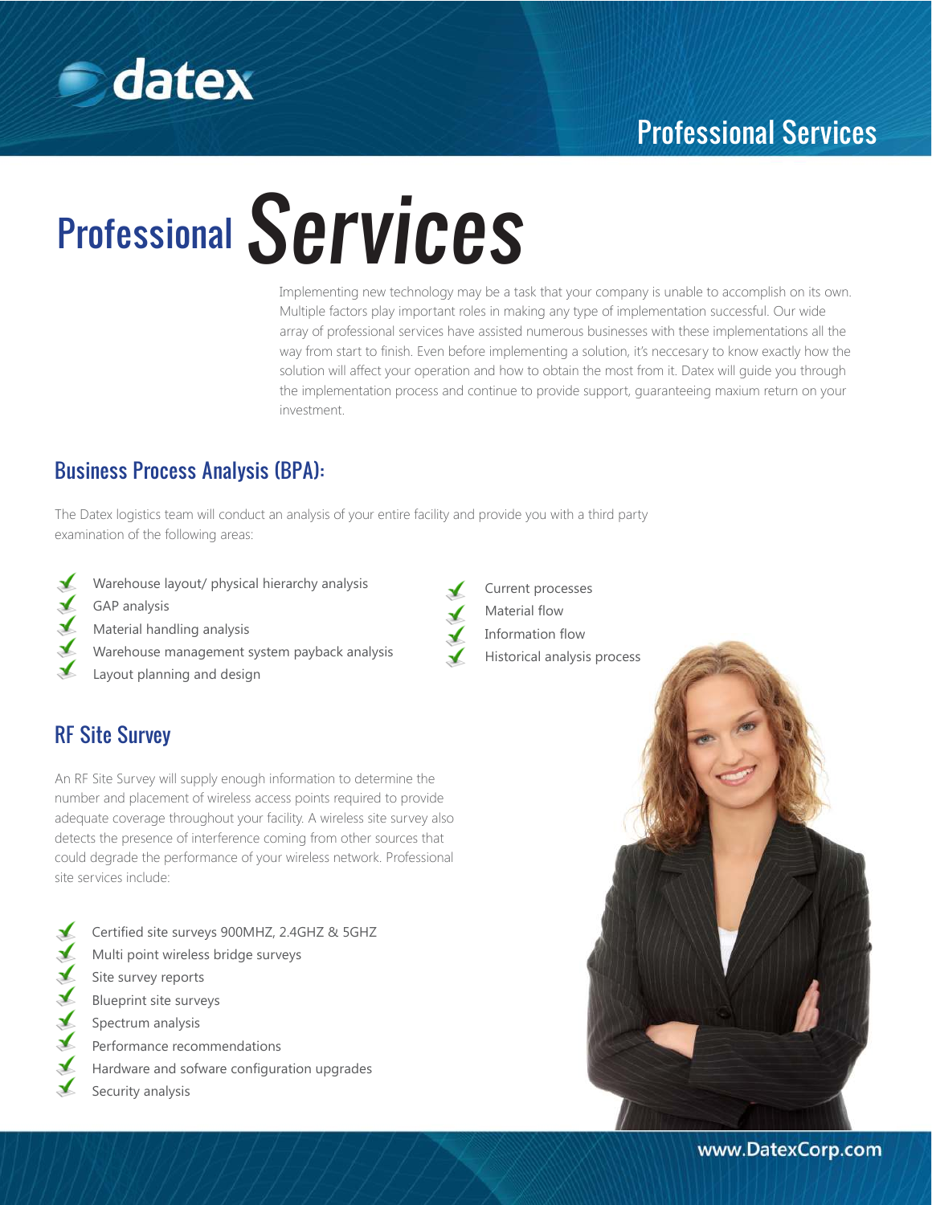# Professional Services

Implementing new technology may be a task that your company is unable to accomplish on its own. Multiple factors play important roles in making any type of implementation successful. Our wide array of professional services have assisted numerous businesses with these implementations all the way from start to finish. Even before implementing a solution, it's neccesary to know exactly how the solution will affect your operation and how to obtain the most from it. Datex will guide you through the implementation process and continue to provide support, guaranteeing maxium return on your investment.

## Business Process Analysis (BPA):

The Datex logistics team will conduct an analysis of your entire facility and provide you with a third party examination of the following areas:

- Warehouse layout/ physical hierarchy analysis
- GAP analysis
- Material handling analysis
- Warehouse management system payback analysis
- Layout planning and design
- Current processes
- Material flow
- Information flow
- Historical analysis process

## RF Site Survey

An RF Site Survey will supply enough information to determine the number and placement of wireless access points required to provide adequate coverage throughout your facility. A wireless site survey also detects the presence of interference coming from other sources that could degrade the performance of your wireless network. Professional site services include:

- Certified site surveys 900MHZ, 2.4GHZ & 5GHZ
- Multi point wireless bridge surveys
- Site survey reports
- Blueprint site surveys
- Spectrum analysis
- Performance recommendations
- Hardware and sofware configuration upgrades
- Security analysis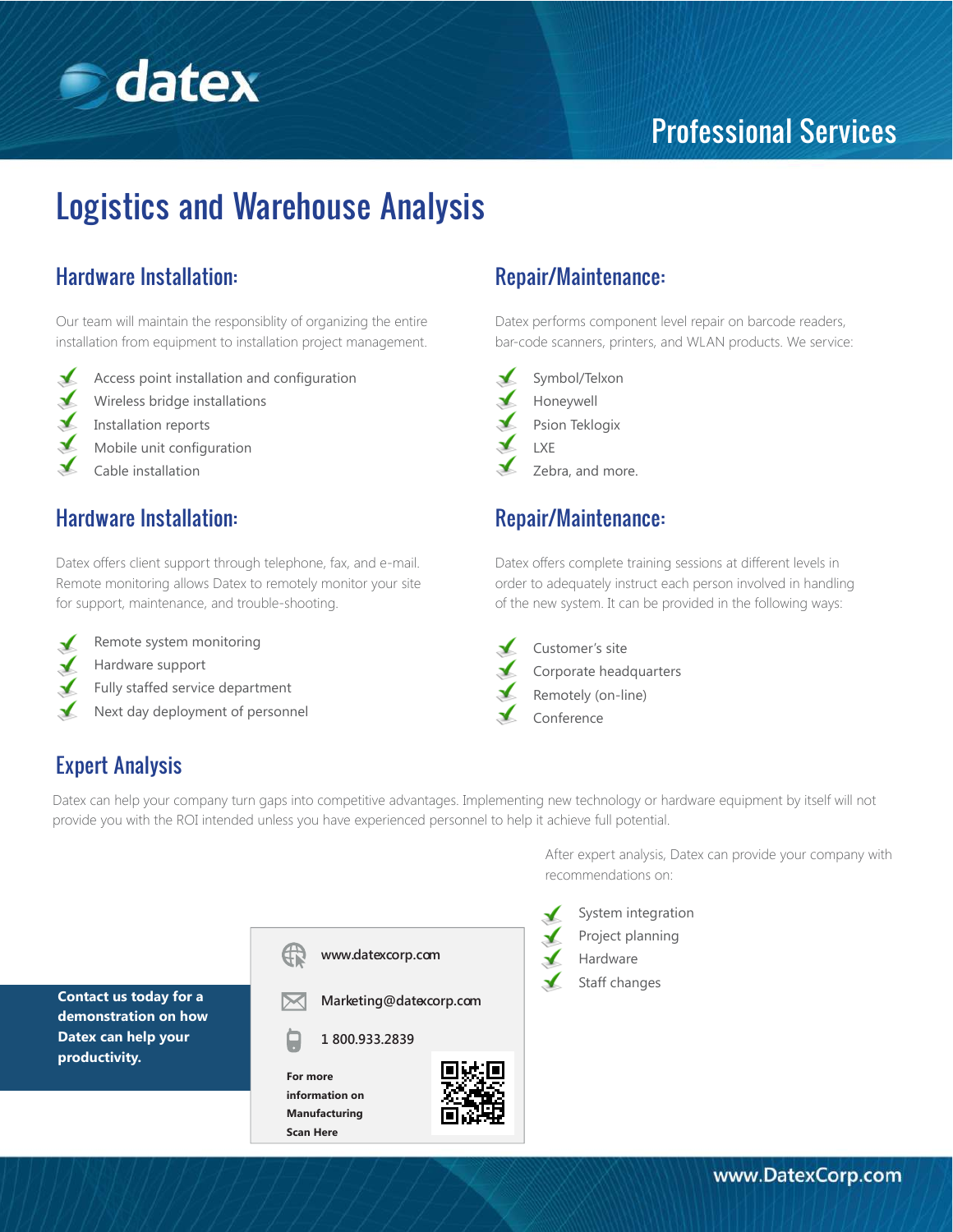# datex

## Professional Services

# Logistics and Warehouse Analysis

## Hardware Installation:

Our team will maintain the responsiblity of organizing the entire installation from equipment to installation project management.

- Access point installation and configuration
- Wireless bridge installations
- Installation reports
- Mobile unit configuration
- Cable installation

## Repair/Maintenance:

Datex performs component level repair on barcode readers, bar-code scanners, printers, and WLAN products. We service:

- Symbol/Telxon
- Honeywell
- Psion Teklogix
- LXE
- Zebra, and more.

## Hardware Installation:

Datex offers client support through telephone, fax, and e-mail. Remote monitoring allows Datex to remotely monitor your site for support, maintenance, and trouble-shooting.

- Remote system monitoring
- Hardware support
- Fully staffed service department
- Next day deployment of personnel

## Repair/Maintenance:

Datex offers complete training sessions at different levels in order to adequately instruct each person involved in handling of the new system. It can be provided in the following ways:

- Customer's site
- Corporate headquarters
- Remotely (on-line)
- Conference

## Expert Analysis

Datex can help your company turn gaps into competitive advantages. Implementing new technology or hardware equipment by itself will not provide you with the ROI intended unless you have experienced personnel to help it achieve full potential.

After expert analysis, Datex can provide your company with recommendations on:

- System integration
- Project planning
- Hardware
- Staff changes

**Contact us today for a demonstration on how Datex can help your productivity.**

www.datexcorp.com

Marketing@datexcorp.com

1 800.933.2839

**For more information on Manufacturing Scan Here**

www.DatexCorp.com